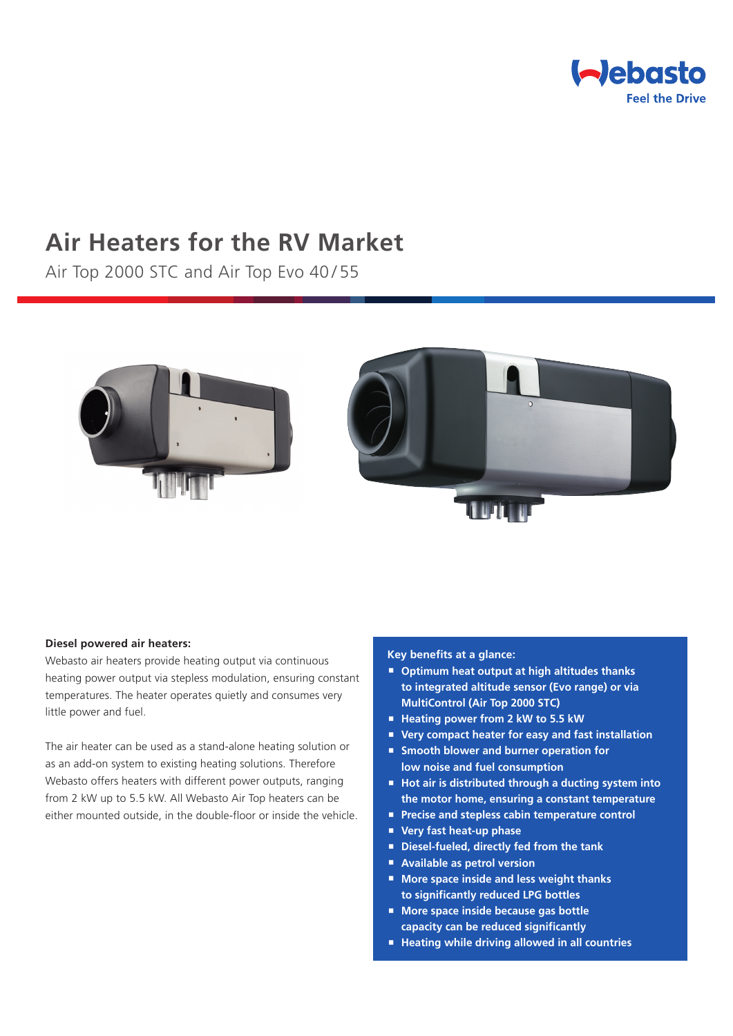# Air Heaters for the RV Market

Air Top 2000 STC and Air Top Evo 40/55

**Diesel powered air heaters:**

Webasto air heaters provide heating output via continuous heating power output via stepless modulation, ensuring constant temperatures. The heater operates quietly and consumes very little power and fuel.

The air heater can be used as a stand-alone heating solution or as an add-on system to existing heating solutions. Therefore Webasto offers heaters with different power outputs, ranging from 2 kW up to 5.5 kW. All Webasto Air Top heaters can be either mounted outside, in the double-floor or inside the vehicle.

**Key benefits at a glance:**

- **Optimum heat output at high altitudes thanks to integrated altitude sensor (Evo range) or via MultiControl (Air Top 2000 STC)**
- **Heating power from 2 kW to 5.5 kW**
- **Very compact heater for easy and fast installation**
- **Smooth blower and burner operation for low noise and fuel consumption**
- **Hot air is distributed through a ducting system into the motor home, ensuring a constant temperature**
- **Precise and stepless cabin temperature control**
- **Very fast heat-up phase**
- **Diesel-fueled, directly fed from the tank**
- **Available as petrol version**
- **More space inside and less weight thanks to significantly reduced LPG bottles**
- **More space inside because gas bottle capacity can be reduced significantly**
- **Heating while driving allowed in all countries**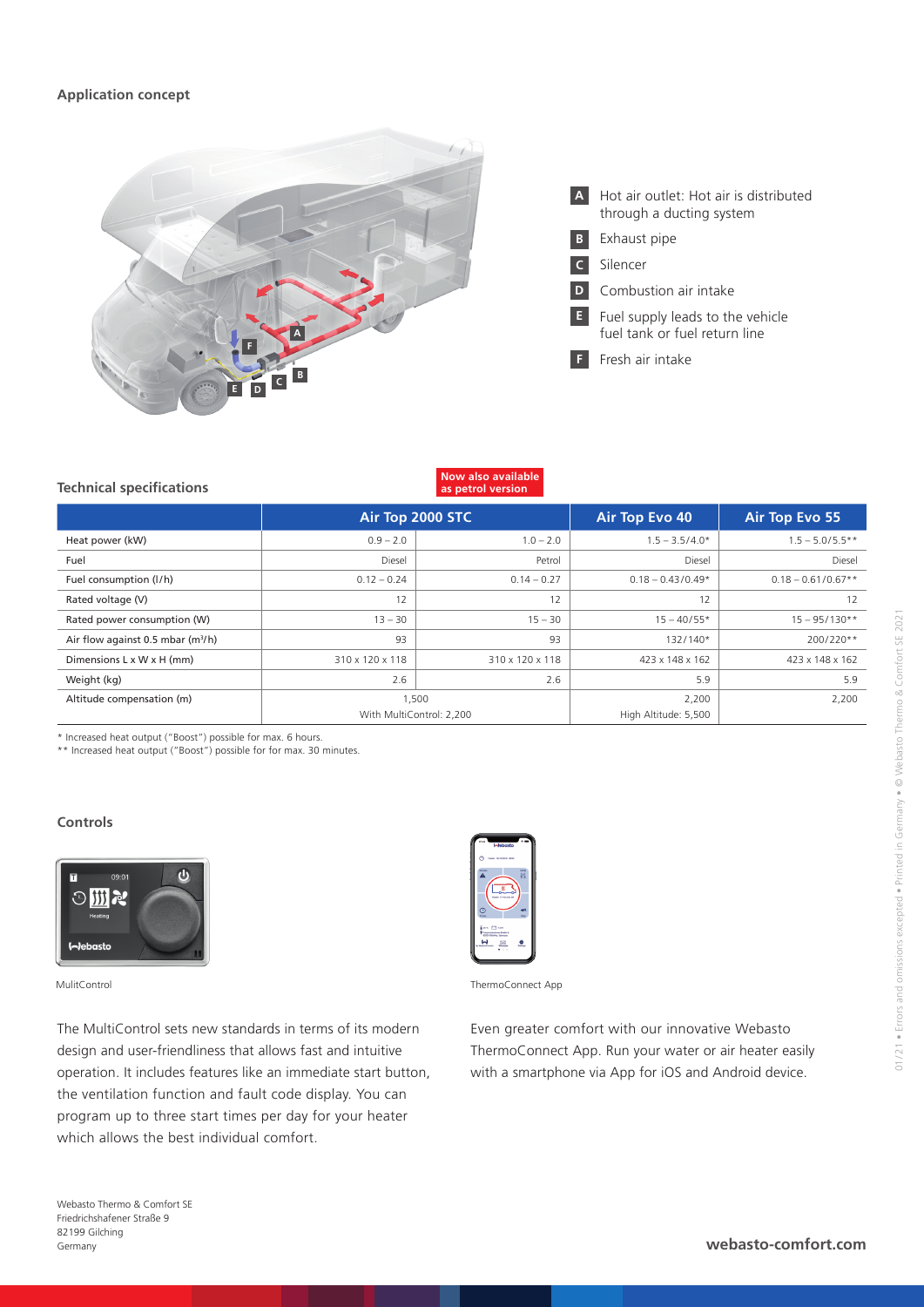### Application concept

**A** Hot air outlet: Hot air is distributed through a ducting system

**B** Exhaust pipe

**C** Silencer

**D** Combustion air intake

**E** Fuel supply leads to the vehicle fuel tank or fuel return line

**F** Fresh air intake

### Technical specifications

**Now also available as petrol version**

| | Air Top 2000 STC | | Air Top Evo 40 | Air Top Evo 55 |
|---|---|---|---|---|
| Heat power (kW) | 0.9 – 2.0 | 1.0 – 2.0 | 1.5 – 3.5/4.0* | 1.5 – 5.0/5.5** |
| Fuel | Diesel | Petrol | Diesel | Diesel |
| Fuel consumption (l/h) | 0.12 – 0.24 | 0.14 – 0.27 | 0.18 – 0.43/0.49* | 0.18 – 0.61/0.67** |
| Rated voltage (V) | 12 | 12 | 12 | 12 |
| Rated power consumption (W) | 13 – 30 | 15 – 30 | 15 – 40/55* | 15 – 95/130** |
| Air flow against 0.5 mbar ($m^3$/h) | 93 | 93 | 132/140* | 200/220** |
| Dimensions L x W x H (mm) | 310 x 120 x 118 | 310 x 120 x 118 | 423 x 148 x 162 | 423 x 148 x 162 |
| Weight (kg) | 2.6 | 2.6 | 5.9 | 5.9 |
| Altitude compensation (m) | 1,500 With MultiControl: 2,200 | | 2,200 High Altitude: 5,500 | 2,200 |

\* Increased heat output ("Boost") possible for max. 6 hours.
\*\* Increased heat output ("Boost") possible for for max. 30 minutes.

### Controls

MulitControl

The MultiControl sets new standards in terms of its modern design and user-friendliness that allows fast and intuitive operation. It includes features like an immediate start button, the ventilation function and fault code display. You can program up to three start times per day for your heater which allows the best individual comfort.

ThermoConnect App

Even greater comfort with our innovative Webasto ThermoConnect App. Run your water or air heater easily with a smartphone via App for iOS and Android device.

Webasto Thermo & Comfort SE
Friedrichshafener Straße 9
82199 Gilching
Germany

**webasto-comfort.com**

01/21 • Errors and omissions excepted • Printed in Germany • © Webasto Thermo & Comfort SE 2021